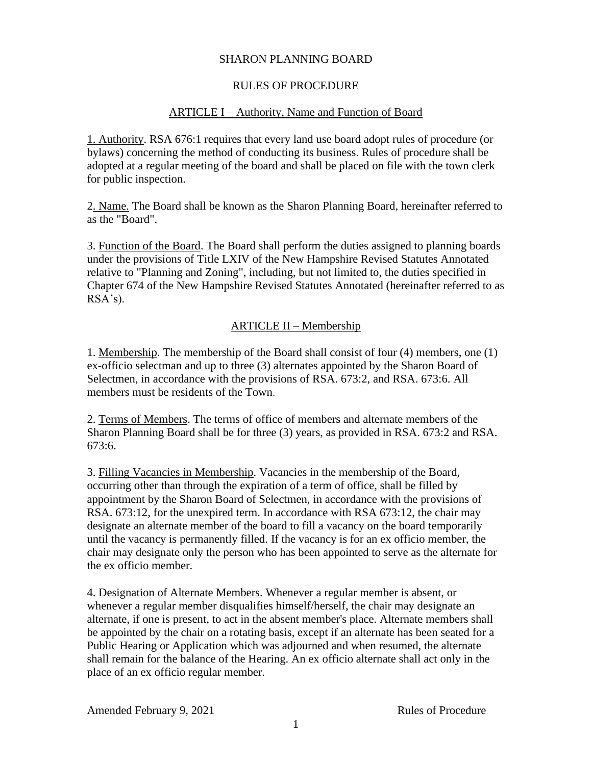# SHARON PLANNING BOARD

## RULES OF PROCEDURE

### ARTICLE I – Authority, Name and Function of Board

1. Authority. RSA 676:1 requires that every land use board adopt rules of procedure (or bylaws) concerning the method of conducting its business. Rules of procedure shall be adopted at a regular meeting of the board and shall be placed on file with the town clerk for public inspection.

2. Name. The Board shall be known as the Sharon Planning Board, hereinafter referred to as the "Board".

3. Function of the Board. The Board shall perform the duties assigned to planning boards under the provisions of Title LXIV of the New Hampshire Revised Statutes Annotated relative to "Planning and Zoning", including, but not limited to, the duties specified in Chapter 674 of the New Hampshire Revised Statutes Annotated (hereinafter referred to as RSA's).

### ARTICLE II – Membership

1. Membership. The membership of the Board shall consist of four (4) members, one (1) ex-officio selectman and up to three (3) alternates appointed by the Sharon Board of Selectmen, in accordance with the provisions of RSA. 673:2, and RSA. 673:6. All members must be residents of the Town.

2. Terms of Members. The terms of office of members and alternate members of the Sharon Planning Board shall be for three (3) years, as provided in RSA. 673:2 and RSA. 673:6.

3. Filling Vacancies in Membership. Vacancies in the membership of the Board, occurring other than through the expiration of a term of office, shall be filled by appointment by the Sharon Board of Selectmen, in accordance with the provisions of RSA. 673:12, for the unexpired term. In accordance with RSA 673:12, the chair may designate an alternate member of the board to fill a vacancy on the board temporarily until the vacancy is permanently filled. If the vacancy is for an ex officio member, the chair may designate only the person who has been appointed to serve as the alternate for the ex officio member.

4. Designation of Alternate Members. Whenever a regular member is absent, or whenever a regular member disqualifies himself/herself, the chair may designate an alternate, if one is present, to act in the absent member's place. Alternate members shall be appointed by the chair on a rotating basis, except if an alternate has been seated for a Public Hearing or Application which was adjourned and when resumed, the alternate shall remain for the balance of the Hearing. An ex officio alternate shall act only in the place of an ex officio regular member.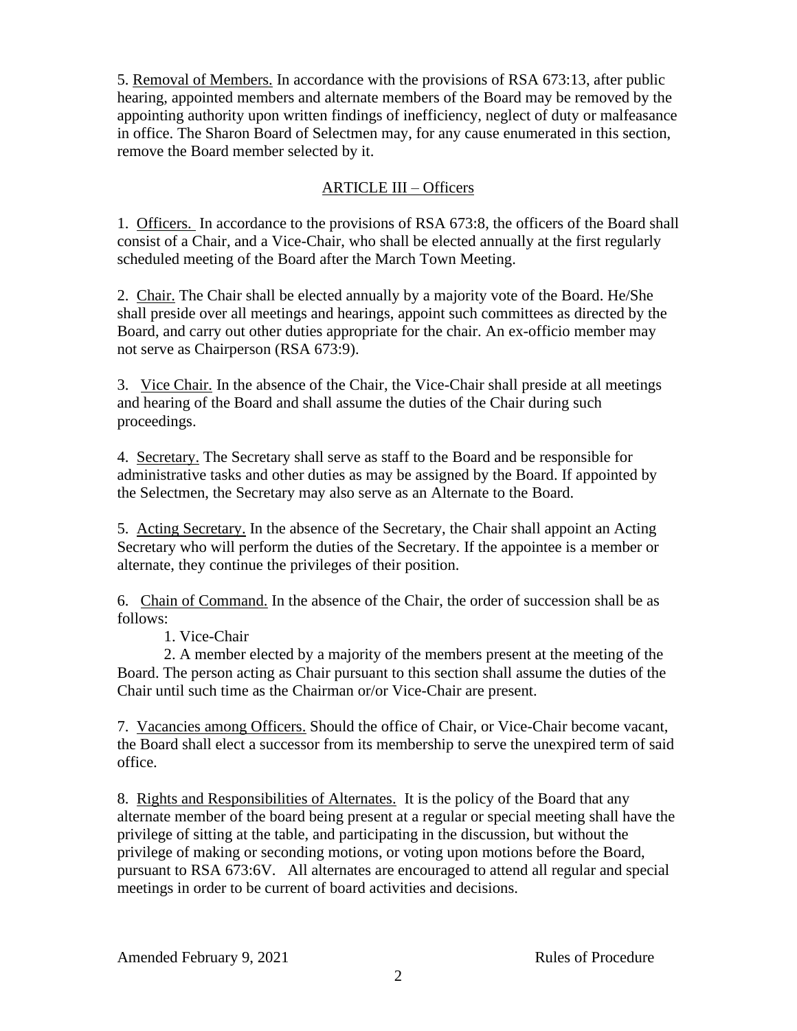5. <u>Removal of Members.</u> In accordance with the provisions of RSA 673:13, after public hearing, appointed members and alternate members of the Board may be removed by the appointing authority upon written findings of inefficiency, neglect of duty or malfeasance in office. The Sharon Board of Selectmen may, for any cause enumerated in this section, remove the Board member selected by it.

## ARTICLE III – Officers

1. <u>Officers.</u> In accordance to the provisions of RSA 673:8, the officers of the Board shall consist of a Chair, and a Vice-Chair, who shall be elected annually at the first regularly scheduled meeting of the Board after the March Town Meeting.

2. <u>Chair.</u> The Chair shall be elected annually by a majority vote of the Board. He/She shall preside over all meetings and hearings, appoint such committees as directed by the Board, and carry out other duties appropriate for the chair. An ex-officio member may not serve as Chairperson (RSA 673:9).

3. <u>Vice Chair.</u> In the absence of the Chair, the Vice-Chair shall preside at all meetings and hearing of the Board and shall assume the duties of the Chair during such proceedings.

4. <u>Secretary.</u> The Secretary shall serve as staff to the Board and be responsible for administrative tasks and other duties as may be assigned by the Board. If appointed by the Selectmen, the Secretary may also serve as an Alternate to the Board.

5. <u>Acting Secretary.</u> In the absence of the Secretary, the Chair shall appoint an Acting Secretary who will perform the duties of the Secretary. If the appointee is a member or alternate, they continue the privileges of their position.

6. <u>Chain of Command.</u> In the absence of the Chair, the order of succession shall be as follows:

   1. Vice-Chair

   2. A member elected by a majority of the members present at the meeting of the Board. The person acting as Chair pursuant to this section shall assume the duties of the Chair until such time as the Chairman or/or Vice-Chair are present.

7. <u>Vacancies among Officers.</u> Should the office of Chair, or Vice-Chair become vacant, the Board shall elect a successor from its membership to serve the unexpired term of said office.

8. <u>Rights and Responsibilities of Alternates.</u> It is the policy of the Board that any alternate member of the board being present at a regular or special meeting shall have the privilege of sitting at the table, and participating in the discussion, but without the privilege of making or seconding motions, or voting upon motions before the Board, pursuant to RSA 673:6V. All alternates are encouraged to attend all regular and special meetings in order to be current of board activities and decisions.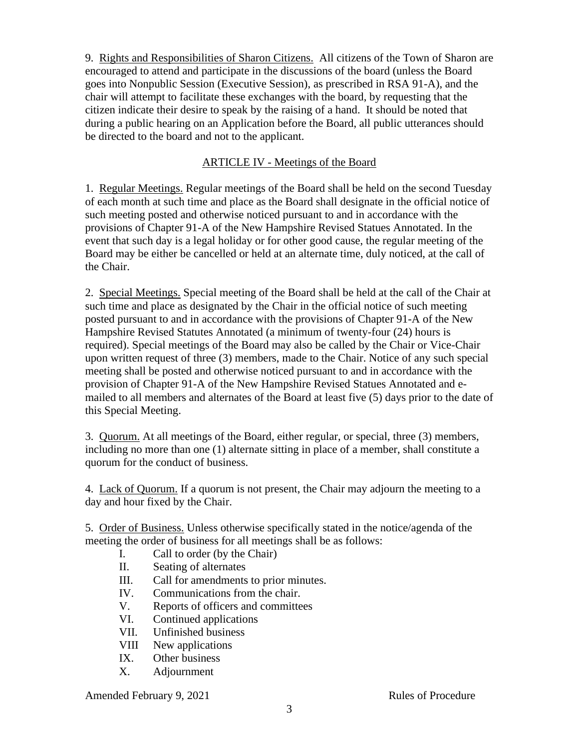9. Rights and Responsibilities of Sharon Citizens. All citizens of the Town of Sharon are encouraged to attend and participate in the discussions of the board (unless the Board goes into Nonpublic Session (Executive Session), as prescribed in RSA 91-A), and the chair will attempt to facilitate these exchanges with the board, by requesting that the citizen indicate their desire to speak by the raising of a hand. It should be noted that during a public hearing on an Application before the Board, all public utterances should be directed to the board and not to the applicant.

## ARTICLE IV - Meetings of the Board

1. Regular Meetings. Regular meetings of the Board shall be held on the second Tuesday of each month at such time and place as the Board shall designate in the official notice of such meeting posted and otherwise noticed pursuant to and in accordance with the provisions of Chapter 91-A of the New Hampshire Revised Statues Annotated. In the event that such day is a legal holiday or for other good cause, the regular meeting of the Board may be either be cancelled or held at an alternate time, duly noticed, at the call of the Chair.

2. Special Meetings. Special meeting of the Board shall be held at the call of the Chair at such time and place as designated by the Chair in the official notice of such meeting posted pursuant to and in accordance with the provisions of Chapter 91-A of the New Hampshire Revised Statutes Annotated (a minimum of twenty-four (24) hours is required). Special meetings of the Board may also be called by the Chair or Vice-Chair upon written request of three (3) members, made to the Chair. Notice of any such special meeting shall be posted and otherwise noticed pursuant to and in accordance with the provision of Chapter 91-A of the New Hampshire Revised Statues Annotated and e-mailed to all members and alternates of the Board at least five (5) days prior to the date of this Special Meeting.

3. Quorum. At all meetings of the Board, either regular, or special, three (3) members, including no more than one (1) alternate sitting in place of a member, shall constitute a quorum for the conduct of business.

4. Lack of Quorum. If a quorum is not present, the Chair may adjourn the meeting to a day and hour fixed by the Chair.

5. Order of Business. Unless otherwise specifically stated in the notice/agenda of the meeting the order of business for all meetings shall be as follows:

I. Call to order (by the Chair)
II. Seating of alternates
III. Call for amendments to prior minutes.
IV. Communications from the chair.
V. Reports of officers and committees
VI. Continued applications
VII. Unfinished business
VIII New applications
IX. Other business
X. Adjournment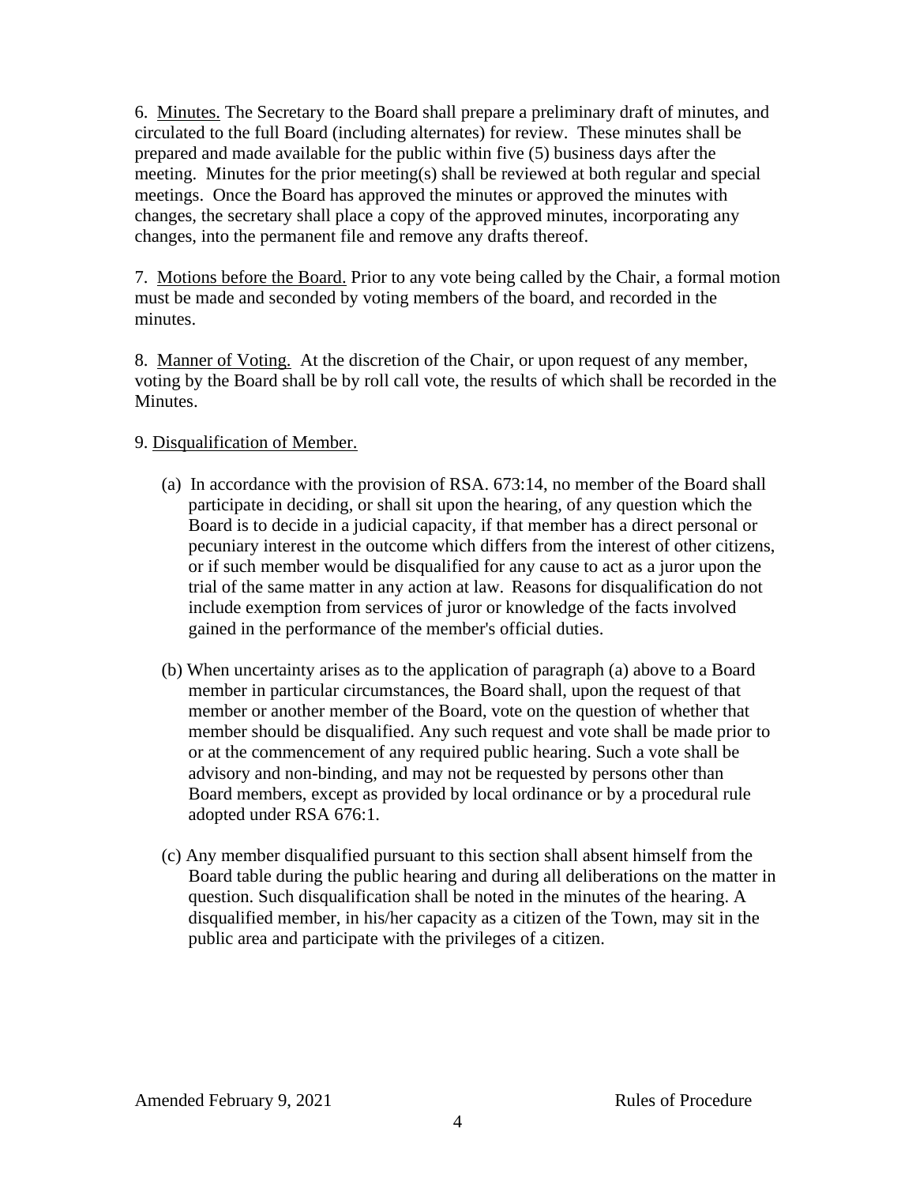6. <u>Minutes.</u> The Secretary to the Board shall prepare a preliminary draft of minutes, and circulated to the full Board (including alternates) for review. These minutes shall be prepared and made available for the public within five (5) business days after the meeting. Minutes for the prior meeting(s) shall be reviewed at both regular and special meetings. Once the Board has approved the minutes or approved the minutes with changes, the secretary shall place a copy of the approved minutes, incorporating any changes, into the permanent file and remove any drafts thereof.

7. <u>Motions before the Board.</u> Prior to any vote being called by the Chair, a formal motion must be made and seconded by voting members of the board, and recorded in the minutes.

8. <u>Manner of Voting.</u> At the discretion of the Chair, or upon request of any member, voting by the Board shall be by roll call vote, the results of which shall be recorded in the Minutes.

9. <u>Disqualification of Member.</u>

(a) In accordance with the provision of RSA. 673:14, no member of the Board shall participate in deciding, or shall sit upon the hearing, of any question which the Board is to decide in a judicial capacity, if that member has a direct personal or pecuniary interest in the outcome which differs from the interest of other citizens, or if such member would be disqualified for any cause to act as a juror upon the trial of the same matter in any action at law. Reasons for disqualification do not include exemption from services of juror or knowledge of the facts involved gained in the performance of the member's official duties.

(b) When uncertainty arises as to the application of paragraph (a) above to a Board member in particular circumstances, the Board shall, upon the request of that member or another member of the Board, vote on the question of whether that member should be disqualified. Any such request and vote shall be made prior to or at the commencement of any required public hearing. Such a vote shall be advisory and non-binding, and may not be requested by persons other than Board members, except as provided by local ordinance or by a procedural rule adopted under RSA 676:1.

(c) Any member disqualified pursuant to this section shall absent himself from the Board table during the public hearing and during all deliberations on the matter in question. Such disqualification shall be noted in the minutes of the hearing. A disqualified member, in his/her capacity as a citizen of the Town, may sit in the public area and participate with the privileges of a citizen.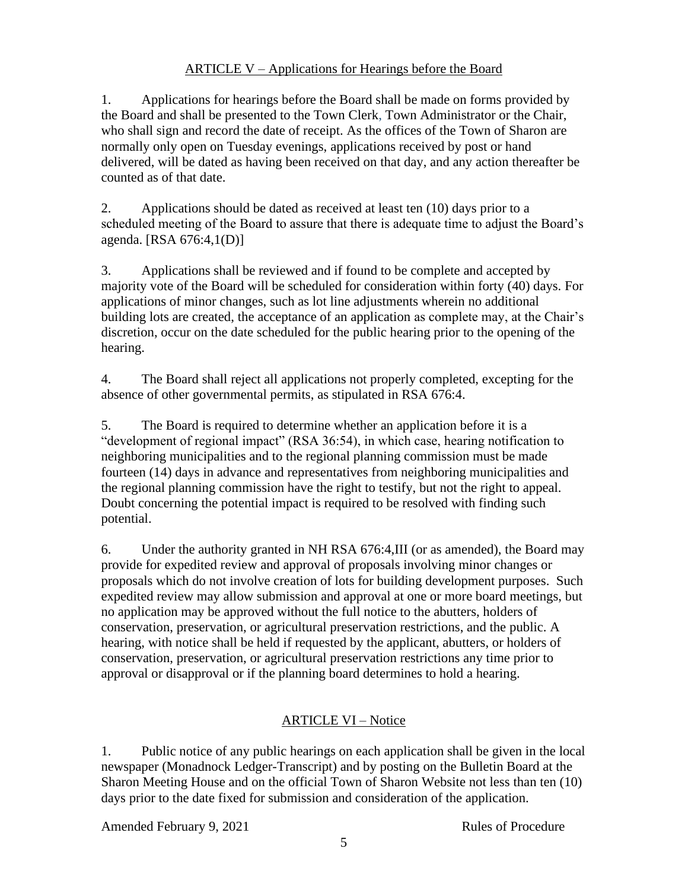## ARTICLE V – Applications for Hearings before the Board

1. Applications for hearings before the Board shall be made on forms provided by the Board and shall be presented to the Town Clerk, Town Administrator or the Chair, who shall sign and record the date of receipt. As the offices of the Town of Sharon are normally only open on Tuesday evenings, applications received by post or hand delivered, will be dated as having been received on that day, and any action thereafter be counted as of that date.

2. Applications should be dated as received at least ten (10) days prior to a scheduled meeting of the Board to assure that there is adequate time to adjust the Board's agenda. [RSA 676:4,1(D)]

3. Applications shall be reviewed and if found to be complete and accepted by majority vote of the Board will be scheduled for consideration within forty (40) days. For applications of minor changes, such as lot line adjustments wherein no additional building lots are created, the acceptance of an application as complete may, at the Chair's discretion, occur on the date scheduled for the public hearing prior to the opening of the hearing.

4. The Board shall reject all applications not properly completed, excepting for the absence of other governmental permits, as stipulated in RSA 676:4.

5. The Board is required to determine whether an application before it is a "development of regional impact" (RSA 36:54), in which case, hearing notification to neighboring municipalities and to the regional planning commission must be made fourteen (14) days in advance and representatives from neighboring municipalities and the regional planning commission have the right to testify, but not the right to appeal. Doubt concerning the potential impact is required to be resolved with finding such potential.

6. Under the authority granted in NH RSA 676:4,III (or as amended), the Board may provide for expedited review and approval of proposals involving minor changes or proposals which do not involve creation of lots for building development purposes. Such expedited review may allow submission and approval at one or more board meetings, but no application may be approved without the full notice to the abutters, holders of conservation, preservation, or agricultural preservation restrictions, and the public. A hearing, with notice shall be held if requested by the applicant, abutters, or holders of conservation, preservation, or agricultural preservation restrictions any time prior to approval or disapproval or if the planning board determines to hold a hearing.

## ARTICLE VI – Notice

1. Public notice of any public hearings on each application shall be given in the local newspaper (Monadnock Ledger-Transcript) and by posting on the Bulletin Board at the Sharon Meeting House and on the official Town of Sharon Website not less than ten (10) days prior to the date fixed for submission and consideration of the application.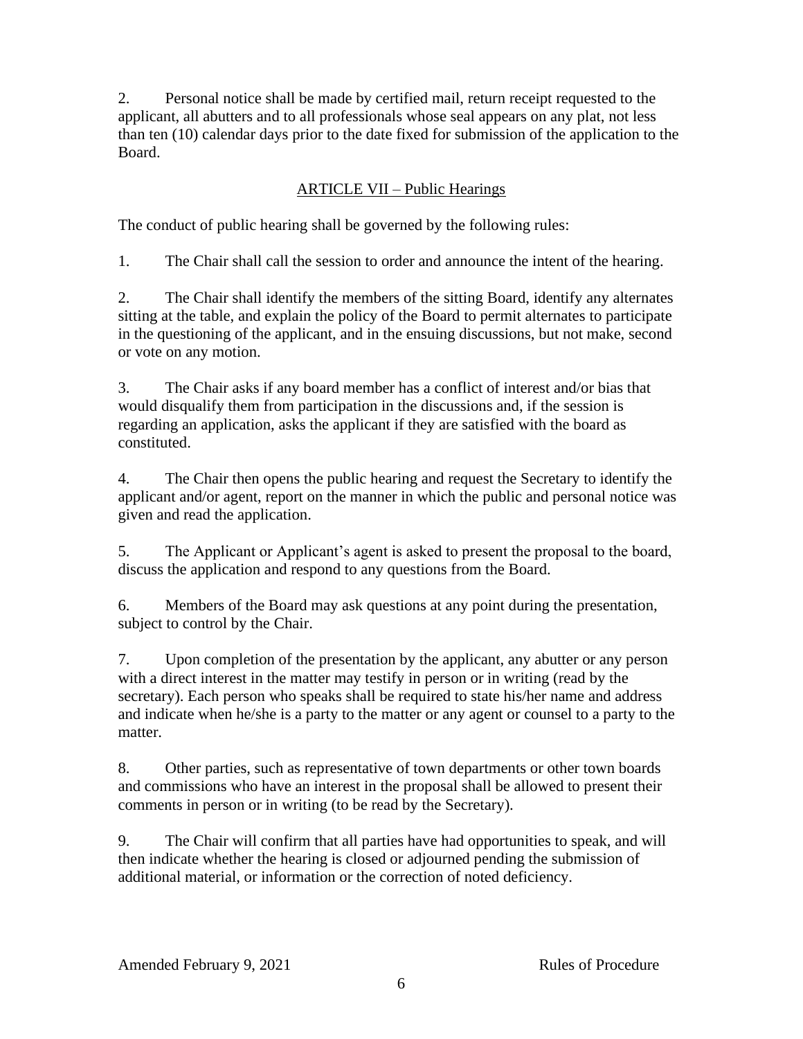2. Personal notice shall be made by certified mail, return receipt requested to the applicant, all abutters and to all professionals whose seal appears on any plat, not less than ten (10) calendar days prior to the date fixed for submission of the application to the Board.

## ARTICLE VII – Public Hearings

The conduct of public hearing shall be governed by the following rules:

1. The Chair shall call the session to order and announce the intent of the hearing.

2. The Chair shall identify the members of the sitting Board, identify any alternates sitting at the table, and explain the policy of the Board to permit alternates to participate in the questioning of the applicant, and in the ensuing discussions, but not make, second or vote on any motion.

3. The Chair asks if any board member has a conflict of interest and/or bias that would disqualify them from participation in the discussions and, if the session is regarding an application, asks the applicant if they are satisfied with the board as constituted.

4. The Chair then opens the public hearing and request the Secretary to identify the applicant and/or agent, report on the manner in which the public and personal notice was given and read the application.

5. The Applicant or Applicant's agent is asked to present the proposal to the board, discuss the application and respond to any questions from the Board.

6. Members of the Board may ask questions at any point during the presentation, subject to control by the Chair.

7. Upon completion of the presentation by the applicant, any abutter or any person with a direct interest in the matter may testify in person or in writing (read by the secretary). Each person who speaks shall be required to state his/her name and address and indicate when he/she is a party to the matter or any agent or counsel to a party to the matter.

8. Other parties, such as representative of town departments or other town boards and commissions who have an interest in the proposal shall be allowed to present their comments in person or in writing (to be read by the Secretary).

9. The Chair will confirm that all parties have had opportunities to speak, and will then indicate whether the hearing is closed or adjourned pending the submission of additional material, or information or the correction of noted deficiency.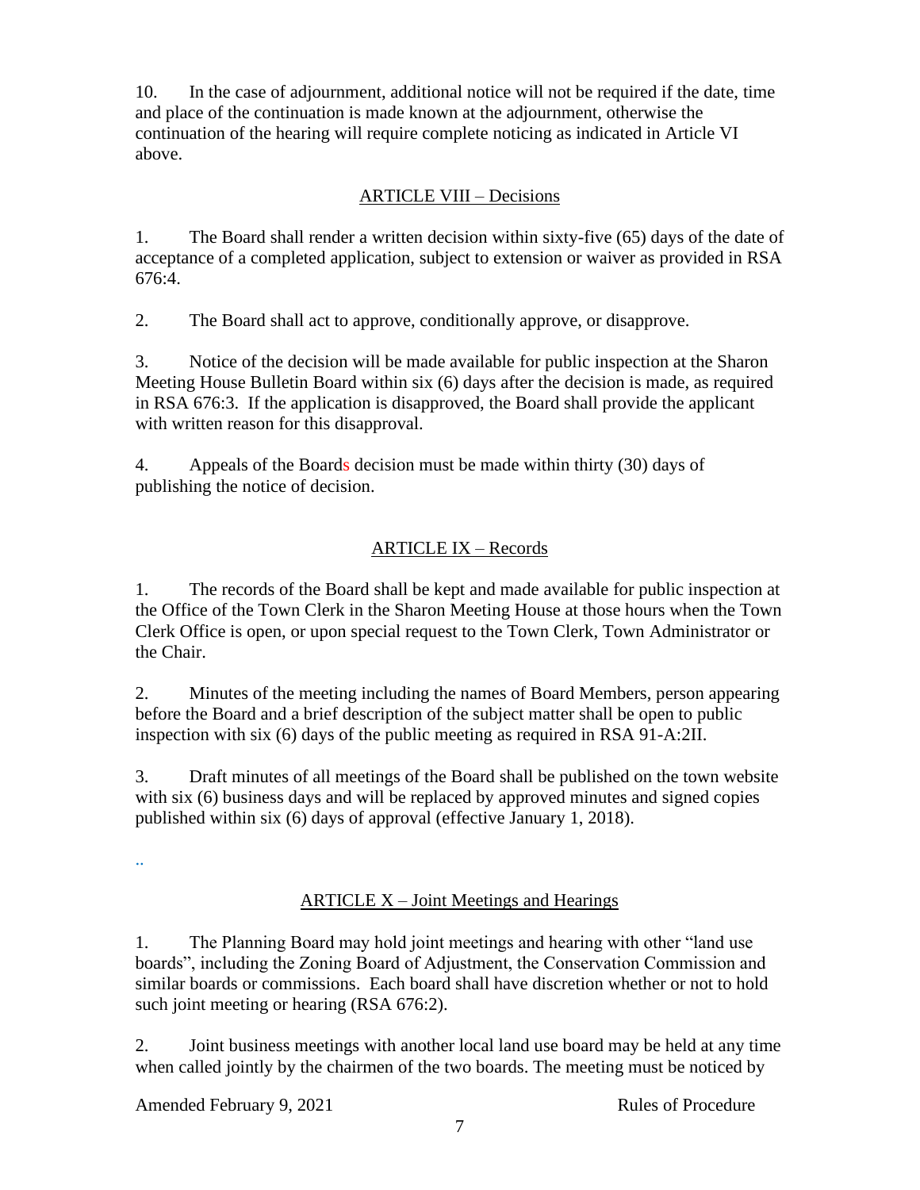10. In the case of adjournment, additional notice will not be required if the date, time and place of the continuation is made known at the adjournment, otherwise the continuation of the hearing will require complete noticing as indicated in Article VI above.

## ARTICLE VIII – Decisions

1. The Board shall render a written decision within sixty-five (65) days of the date of acceptance of a completed application, subject to extension or waiver as provided in RSA 676:4.

2. The Board shall act to approve, conditionally approve, or disapprove.

3. Notice of the decision will be made available for public inspection at the Sharon Meeting House Bulletin Board within six (6) days after the decision is made, as required in RSA 676:3. If the application is disapproved, the Board shall provide the applicant with written reason for this disapproval.

4. Appeals of the Boards decision must be made within thirty (30) days of publishing the notice of decision.

## ARTICLE IX – Records

1. The records of the Board shall be kept and made available for public inspection at the Office of the Town Clerk in the Sharon Meeting House at those hours when the Town Clerk Office is open, or upon special request to the Town Clerk, Town Administrator or the Chair.

2. Minutes of the meeting including the names of Board Members, person appearing before the Board and a brief description of the subject matter shall be open to public inspection with six (6) days of the public meeting as required in RSA 91-A:2II.

3. Draft minutes of all meetings of the Board shall be published on the town website with six (6) business days and will be replaced by approved minutes and signed copies published within six (6) days of approval (effective January 1, 2018).

..

## ARTICLE X – Joint Meetings and Hearings

1. The Planning Board may hold joint meetings and hearing with other "land use boards", including the Zoning Board of Adjustment, the Conservation Commission and similar boards or commissions. Each board shall have discretion whether or not to hold such joint meeting or hearing (RSA 676:2).

2. Joint business meetings with another local land use board may be held at any time when called jointly by the chairmen of the two boards. The meeting must be noticed by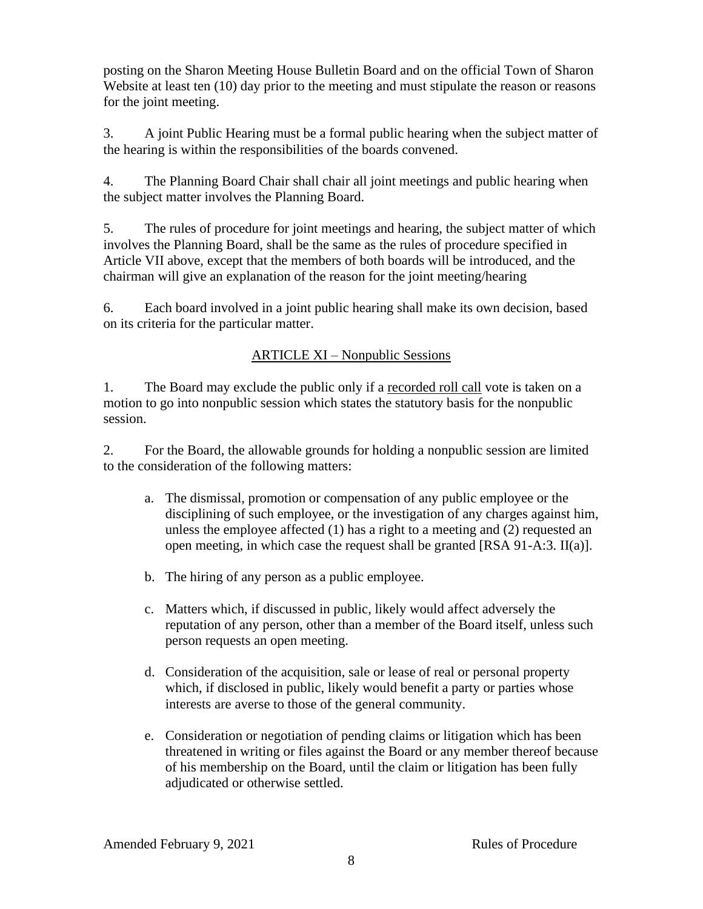posting on the Sharon Meeting House Bulletin Board and on the official Town of Sharon Website at least ten (10) day prior to the meeting and must stipulate the reason or reasons for the joint meeting.

3. A joint Public Hearing must be a formal public hearing when the subject matter of the hearing is within the responsibilities of the boards convened.

4. The Planning Board Chair shall chair all joint meetings and public hearing when the subject matter involves the Planning Board.

5. The rules of procedure for joint meetings and hearing, the subject matter of which involves the Planning Board, shall be the same as the rules of procedure specified in Article VII above, except that the members of both boards will be introduced, and the chairman will give an explanation of the reason for the joint meeting/hearing

6. Each board involved in a joint public hearing shall make its own decision, based on its criteria for the particular matter.

## ARTICLE XI – Nonpublic Sessions

1. The Board may exclude the public only if a recorded roll call vote is taken on a motion to go into nonpublic session which states the statutory basis for the nonpublic session.

2. For the Board, the allowable grounds for holding a nonpublic session are limited to the consideration of the following matters:

   a. The dismissal, promotion or compensation of any public employee or the disciplining of such employee, or the investigation of any charges against him, unless the employee affected (1) has a right to a meeting and (2) requested an open meeting, in which case the request shall be granted [RSA 91-A:3. II(a)].

   b. The hiring of any person as a public employee.

   c. Matters which, if discussed in public, likely would affect adversely the reputation of any person, other than a member of the Board itself, unless such person requests an open meeting.

   d. Consideration of the acquisition, sale or lease of real or personal property which, if disclosed in public, likely would benefit a party or parties whose interests are averse to those of the general community.

   e. Consideration or negotiation of pending claims or litigation which has been threatened in writing or files against the Board or any member thereof because of his membership on the Board, until the claim or litigation has been fully adjudicated or otherwise settled.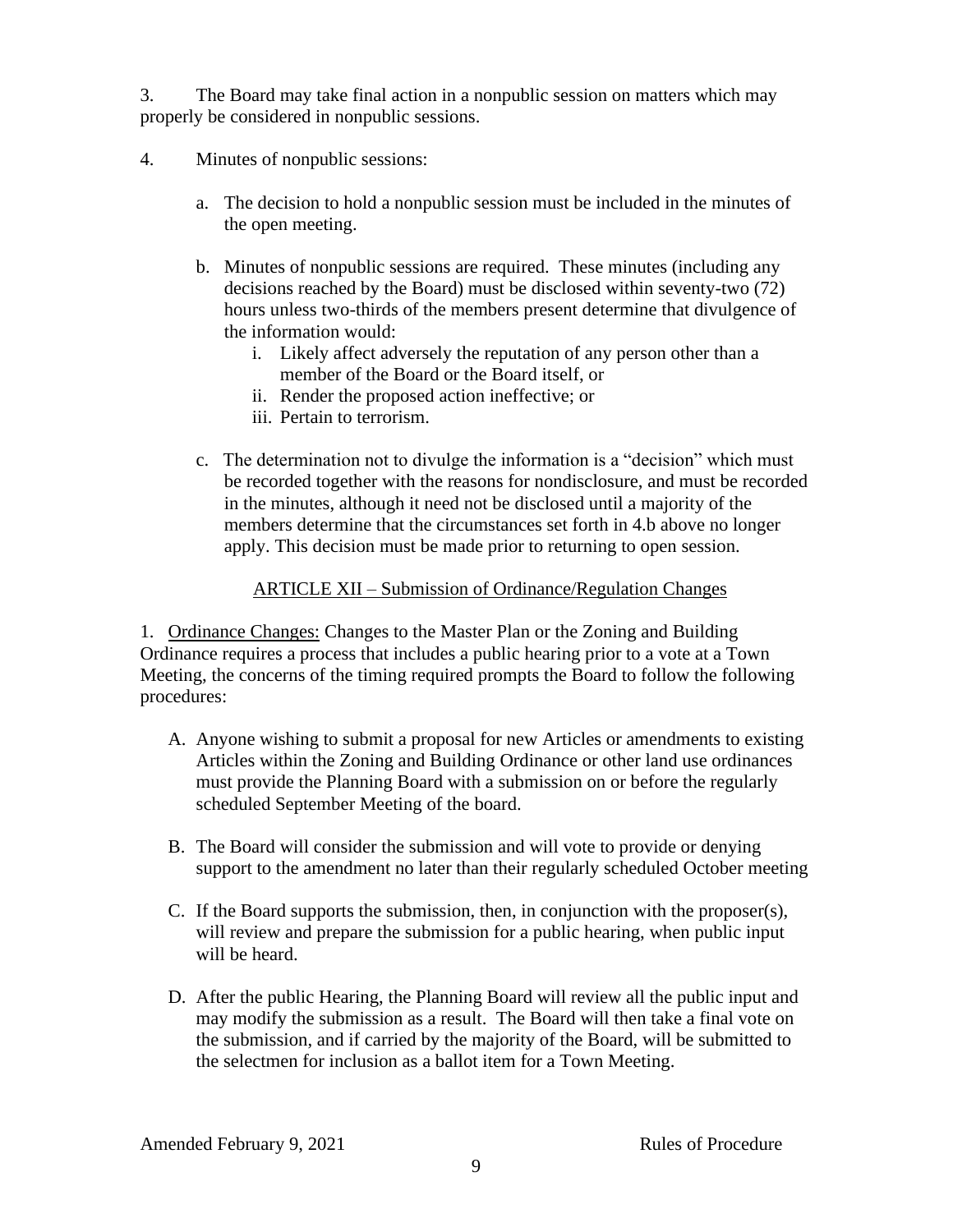3. The Board may take final action in a nonpublic session on matters which may properly be considered in nonpublic sessions.

4. Minutes of nonpublic sessions:

   a. The decision to hold a nonpublic session must be included in the minutes of the open meeting.

   b. Minutes of nonpublic sessions are required. These minutes (including any decisions reached by the Board) must be disclosed within seventy-two (72) hours unless two-thirds of the members present determine that divulgence of the information would:
      i. Likely affect adversely the reputation of any person other than a member of the Board or the Board itself, or
      ii. Render the proposed action ineffective; or
      iii. Pertain to terrorism.

   c. The determination not to divulge the information is a "decision" which must be recorded together with the reasons for nondisclosure, and must be recorded in the minutes, although it need not be disclosed until a majority of the members determine that the circumstances set forth in 4.b above no longer apply. This decision must be made prior to returning to open session.

## ARTICLE XII – Submission of Ordinance/Regulation Changes

1. Ordinance Changes: Changes to the Master Plan or the Zoning and Building Ordinance requires a process that includes a public hearing prior to a vote at a Town Meeting, the concerns of the timing required prompts the Board to follow the following procedures:

   A. Anyone wishing to submit a proposal for new Articles or amendments to existing Articles within the Zoning and Building Ordinance or other land use ordinances must provide the Planning Board with a submission on or before the regularly scheduled September Meeting of the board.

   B. The Board will consider the submission and will vote to provide or denying support to the amendment no later than their regularly scheduled October meeting

   C. If the Board supports the submission, then, in conjunction with the proposer(s), will review and prepare the submission for a public hearing, when public input will be heard.

   D. After the public Hearing, the Planning Board will review all the public input and may modify the submission as a result. The Board will then take a final vote on the submission, and if carried by the majority of the Board, will be submitted to the selectmen for inclusion as a ballot item for a Town Meeting.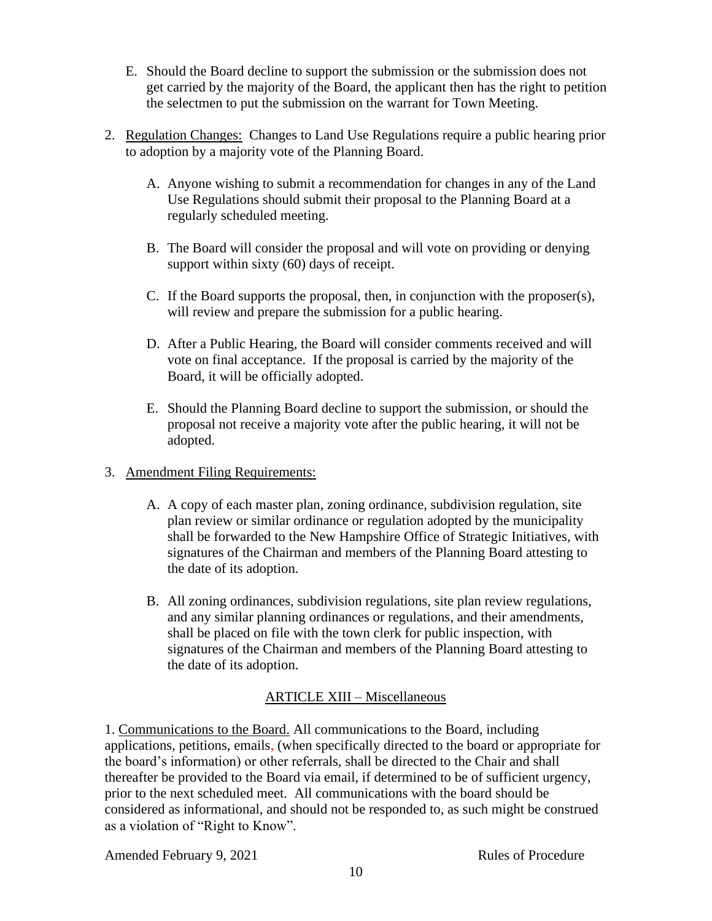E. Should the Board decline to support the submission or the submission does not get carried by the majority of the Board, the applicant then has the right to petition the selectmen to put the submission on the warrant for Town Meeting.

2. Regulation Changes: Changes to Land Use Regulations require a public hearing prior to adoption by a majority vote of the Planning Board.

   A. Anyone wishing to submit a recommendation for changes in any of the Land Use Regulations should submit their proposal to the Planning Board at a regularly scheduled meeting.

   B. The Board will consider the proposal and will vote on providing or denying support within sixty (60) days of receipt.

   C. If the Board supports the proposal, then, in conjunction with the proposer(s), will review and prepare the submission for a public hearing.

   D. After a Public Hearing, the Board will consider comments received and will vote on final acceptance. If the proposal is carried by the majority of the Board, it will be officially adopted.

   E. Should the Planning Board decline to support the submission, or should the proposal not receive a majority vote after the public hearing, it will not be adopted.

3. Amendment Filing Requirements:

   A. A copy of each master plan, zoning ordinance, subdivision regulation, site plan review or similar ordinance or regulation adopted by the municipality shall be forwarded to the New Hampshire Office of Strategic Initiatives, with signatures of the Chairman and members of the Planning Board attesting to the date of its adoption.

   B. All zoning ordinances, subdivision regulations, site plan review regulations, and any similar planning ordinances or regulations, and their amendments, shall be placed on file with the town clerk for public inspection, with signatures of the Chairman and members of the Planning Board attesting to the date of its adoption.

## ARTICLE XIII – Miscellaneous

1. Communications to the Board. All communications to the Board, including applications, petitions, emails, (when specifically directed to the board or appropriate for the board's information) or other referrals, shall be directed to the Chair and shall thereafter be provided to the Board via email, if determined to be of sufficient urgency, prior to the next scheduled meet. All communications with the board should be considered as informational, and should not be responded to, as such might be construed as a violation of "Right to Know".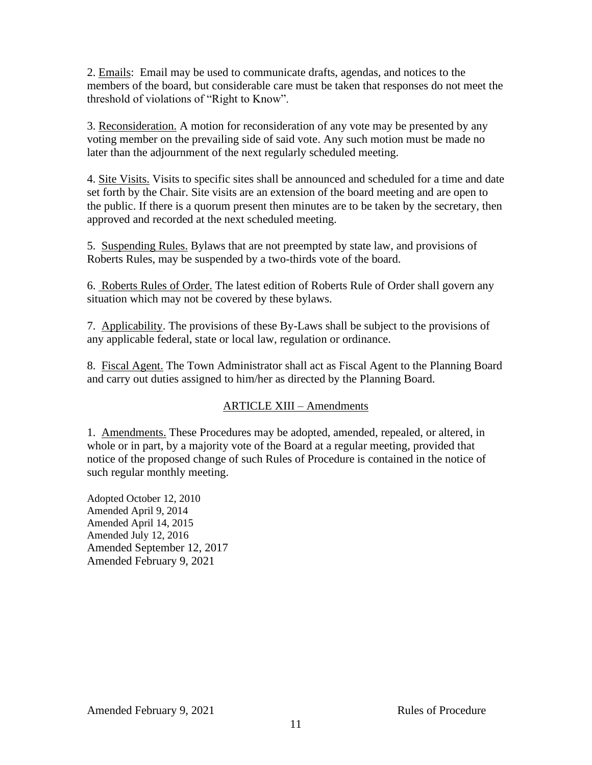2. Emails: Email may be used to communicate drafts, agendas, and notices to the members of the board, but considerable care must be taken that responses do not meet the threshold of violations of "Right to Know".

3. Reconsideration. A motion for reconsideration of any vote may be presented by any voting member on the prevailing side of said vote. Any such motion must be made no later than the adjournment of the next regularly scheduled meeting.

4. Site Visits. Visits to specific sites shall be announced and scheduled for a time and date set forth by the Chair. Site visits are an extension of the board meeting and are open to the public. If there is a quorum present then minutes are to be taken by the secretary, then approved and recorded at the next scheduled meeting.

5. Suspending Rules. Bylaws that are not preempted by state law, and provisions of Roberts Rules, may be suspended by a two-thirds vote of the board.

6. Roberts Rules of Order. The latest edition of Roberts Rule of Order shall govern any situation which may not be covered by these bylaws.

7. Applicability. The provisions of these By-Laws shall be subject to the provisions of any applicable federal, state or local law, regulation or ordinance.

8. Fiscal Agent. The Town Administrator shall act as Fiscal Agent to the Planning Board and carry out duties assigned to him/her as directed by the Planning Board.

## ARTICLE XIII – Amendments

1. Amendments. These Procedures may be adopted, amended, repealed, or altered, in whole or in part, by a majority vote of the Board at a regular meeting, provided that notice of the proposed change of such Rules of Procedure is contained in the notice of such regular monthly meeting.

Adopted October 12, 2010
Amended April 9, 2014
Amended April 14, 2015
Amended July 12, 2016
Amended September 12, 2017
Amended February 9, 2021